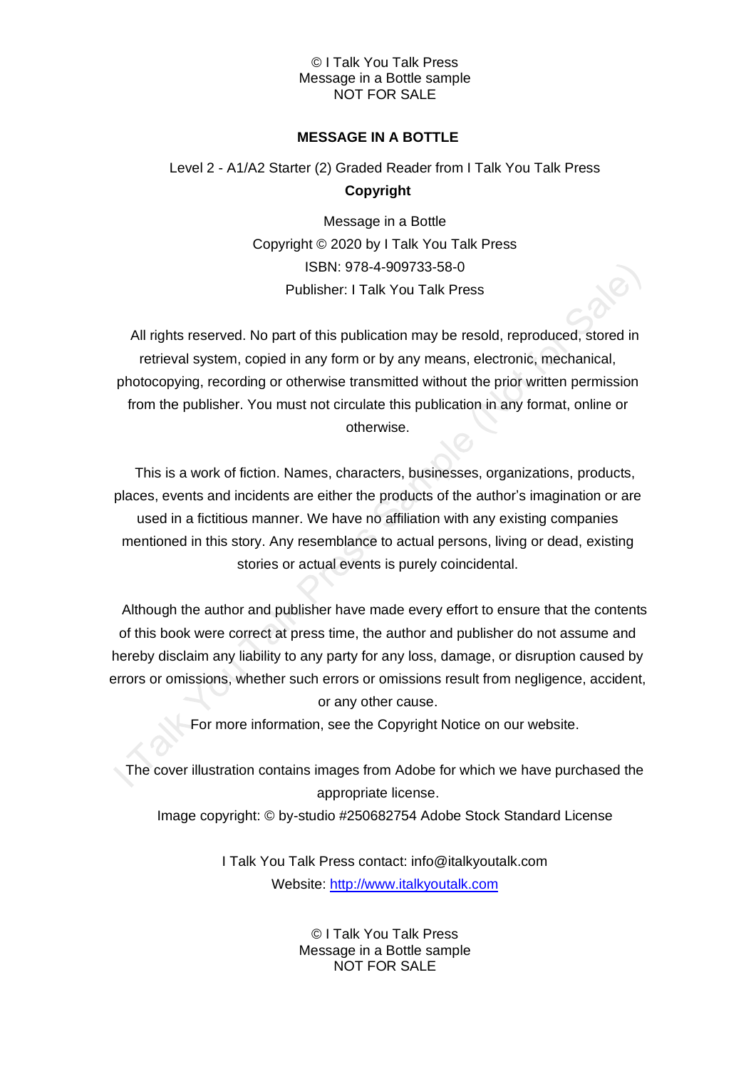# MESSAGE IN A BOTTLE

Level 2 - A1/A2 Starter (2) Graded Reader from I Talk You Talk Press

**Copyright**

Message in a Bottle
Copyright © 2020 by I Talk You Talk Press
ISBN: 978-4-909733-58-0
Publisher: I Talk You Talk Press

All rights reserved. No part of this publication may be resold, reproduced, stored in retrieval system, copied in any form or by any means, electronic, mechanical, photocopying, recording or otherwise transmitted without the prior written permission from the publisher. You must not circulate this publication in any format, online or otherwise.

This is a work of fiction. Names, characters, businesses, organizations, products, places, events and incidents are either the products of the author's imagination or are used in a fictitious manner. We have no affiliation with any existing companies mentioned in this story. Any resemblance to actual persons, living or dead, existing stories or actual events is purely coincidental.

Although the author and publisher have made every effort to ensure that the contents of this book were correct at press time, the author and publisher do not assume and hereby disclaim any liability to any party for any loss, damage, or disruption caused by errors or omissions, whether such errors or omissions result from negligence, accident, or any other cause.

For more information, see the Copyright Notice on our website.

The cover illustration contains images from Adobe for which we have purchased the appropriate license.

Image copyright: © by-studio #250682754 Adobe Stock Standard License

I Talk You Talk Press contact: info@italkyoutalk.com
Website: http://www.italkyoutalk.com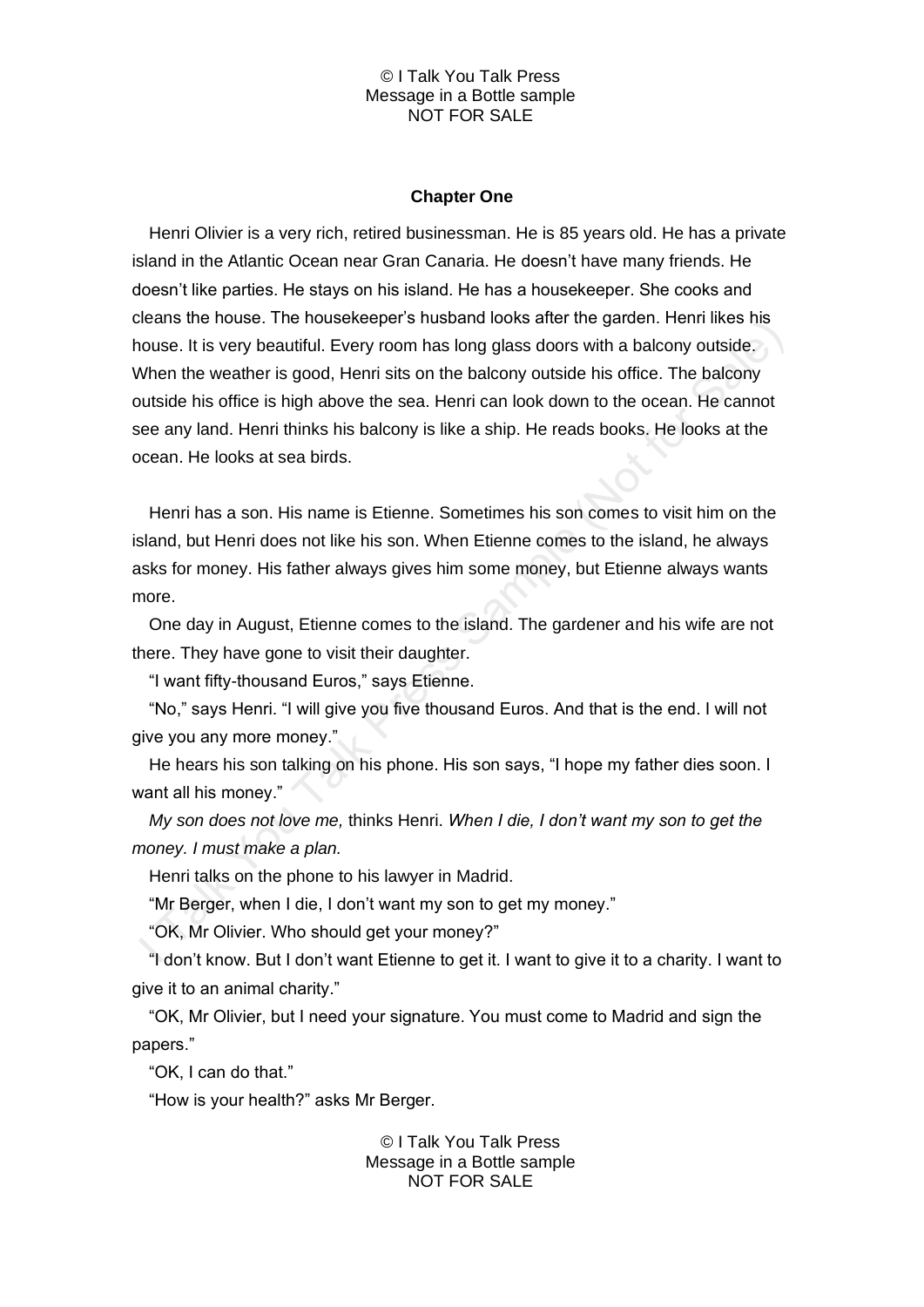## Chapter One

Henri Olivier is a very rich, retired businessman. He is 85 years old. He has a private island in the Atlantic Ocean near Gran Canaria. He doesn't have many friends. He doesn't like parties. He stays on his island. He has a housekeeper. She cooks and cleans the house. The housekeeper's husband looks after the garden. Henri likes his house. It is very beautiful. Every room has long glass doors with a balcony outside. When the weather is good, Henri sits on the balcony outside his office. The balcony outside his office is high above the sea. Henri can look down to the ocean. He cannot see any land. Henri thinks his balcony is like a ship. He reads books. He looks at the ocean. He looks at sea birds.

Henri has a son. His name is Etienne. Sometimes his son comes to visit him on the island, but Henri does not like his son. When Etienne comes to the island, he always asks for money. His father always gives him some money, but Etienne always wants more.

One day in August, Etienne comes to the island. The gardener and his wife are not there. They have gone to visit their daughter.

"I want fifty-thousand Euros," says Etienne.

"No," says Henri. "I will give you five thousand Euros. And that is the end. I will not give you any more money."

He hears his son talking on his phone. His son says, "I hope my father dies soon. I want all his money."

*My son does not love me,* thinks Henri. *When I die, I don't want my son to get the money. I must make a plan.*

Henri talks on the phone to his lawyer in Madrid.

"Mr Berger, when I die, I don't want my son to get my money."

"OK, Mr Olivier. Who should get your money?"

"I don't know. But I don't want Etienne to get it. I want to give it to a charity. I want to give it to an animal charity."

"OK, Mr Olivier, but I need your signature. You must come to Madrid and sign the papers."

"OK, I can do that."

"How is your health?" asks Mr Berger.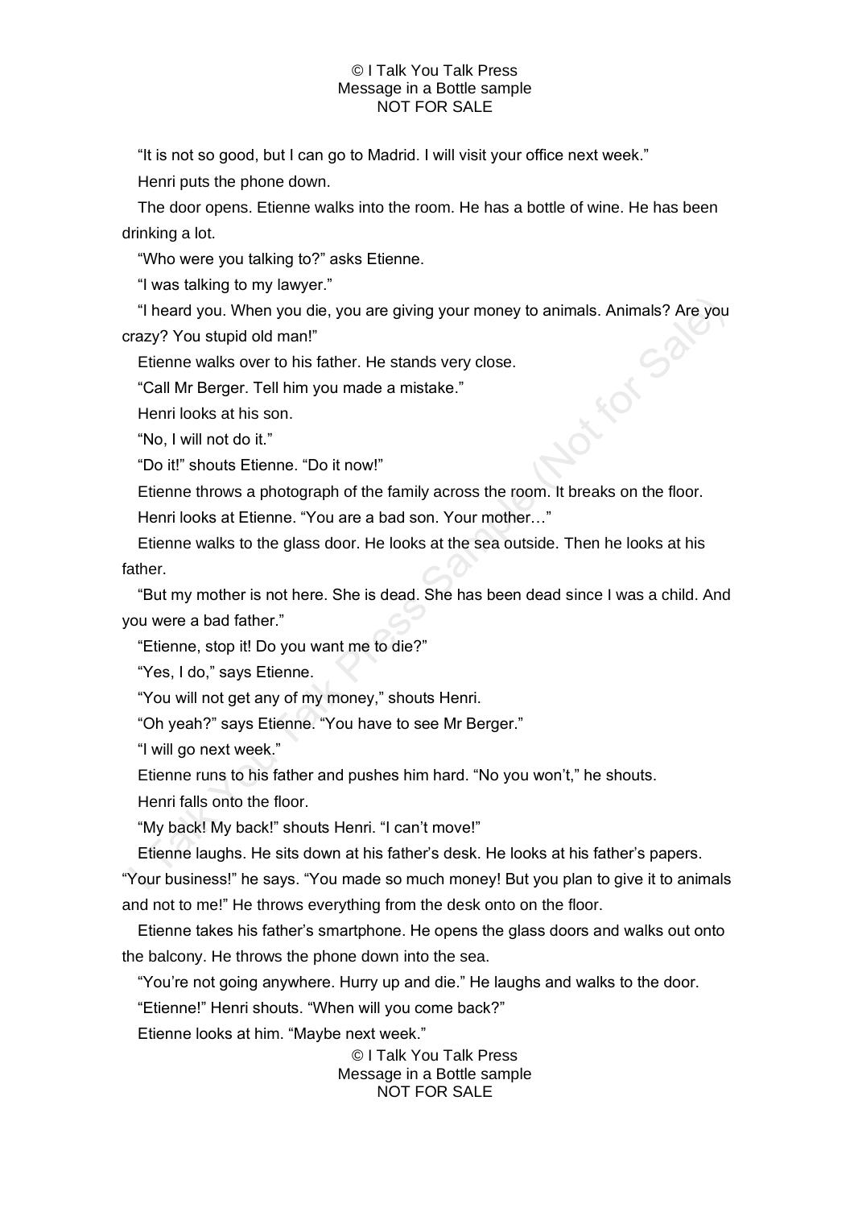"It is not so good, but I can go to Madrid. I will visit your office next week."

Henri puts the phone down.

The door opens. Etienne walks into the room. He has a bottle of wine. He has been drinking a lot.

"Who were you talking to?" asks Etienne.

"I was talking to my lawyer."

"I heard you. When you die, you are giving your money to animals. Animals? Are you crazy? You stupid old man!"

Etienne walks over to his father. He stands very close.

"Call Mr Berger. Tell him you made a mistake."

Henri looks at his son.

"No, I will not do it."

"Do it!" shouts Etienne. "Do it now!"

Etienne throws a photograph of the family across the room. It breaks on the floor.

Henri looks at Etienne. "You are a bad son. Your mother…"

Etienne walks to the glass door. He looks at the sea outside. Then he looks at his father.

"But my mother is not here. She is dead. She has been dead since I was a child. And you were a bad father."

"Etienne, stop it! Do you want me to die?"

"Yes, I do," says Etienne.

"You will not get any of my money," shouts Henri.

"Oh yeah?" says Etienne. "You have to see Mr Berger."

"I will go next week."

Etienne runs to his father and pushes him hard. "No you won't," he shouts.

Henri falls onto the floor.

"My back! My back!" shouts Henri. "I can't move!"

Etienne laughs. He sits down at his father's desk. He looks at his father's papers. "Your business!" he says. "You made so much money! But you plan to give it to animals and not to me!" He throws everything from the desk onto on the floor.

Etienne takes his father's smartphone. He opens the glass doors and walks out onto the balcony. He throws the phone down into the sea.

"You're not going anywhere. Hurry up and die." He laughs and walks to the door.

"Etienne!" Henri shouts. "When will you come back?"

Etienne looks at him. "Maybe next week."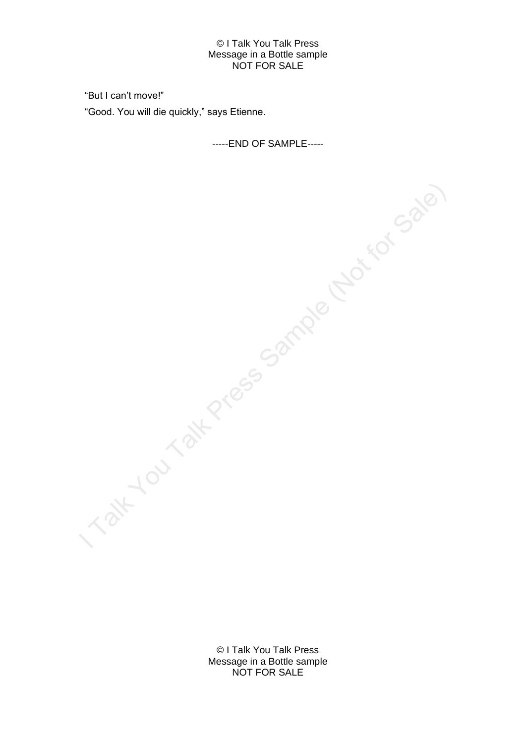"But I can't move!"

"Good. You will die quickly," says Etienne.

-----END OF SAMPLE-----